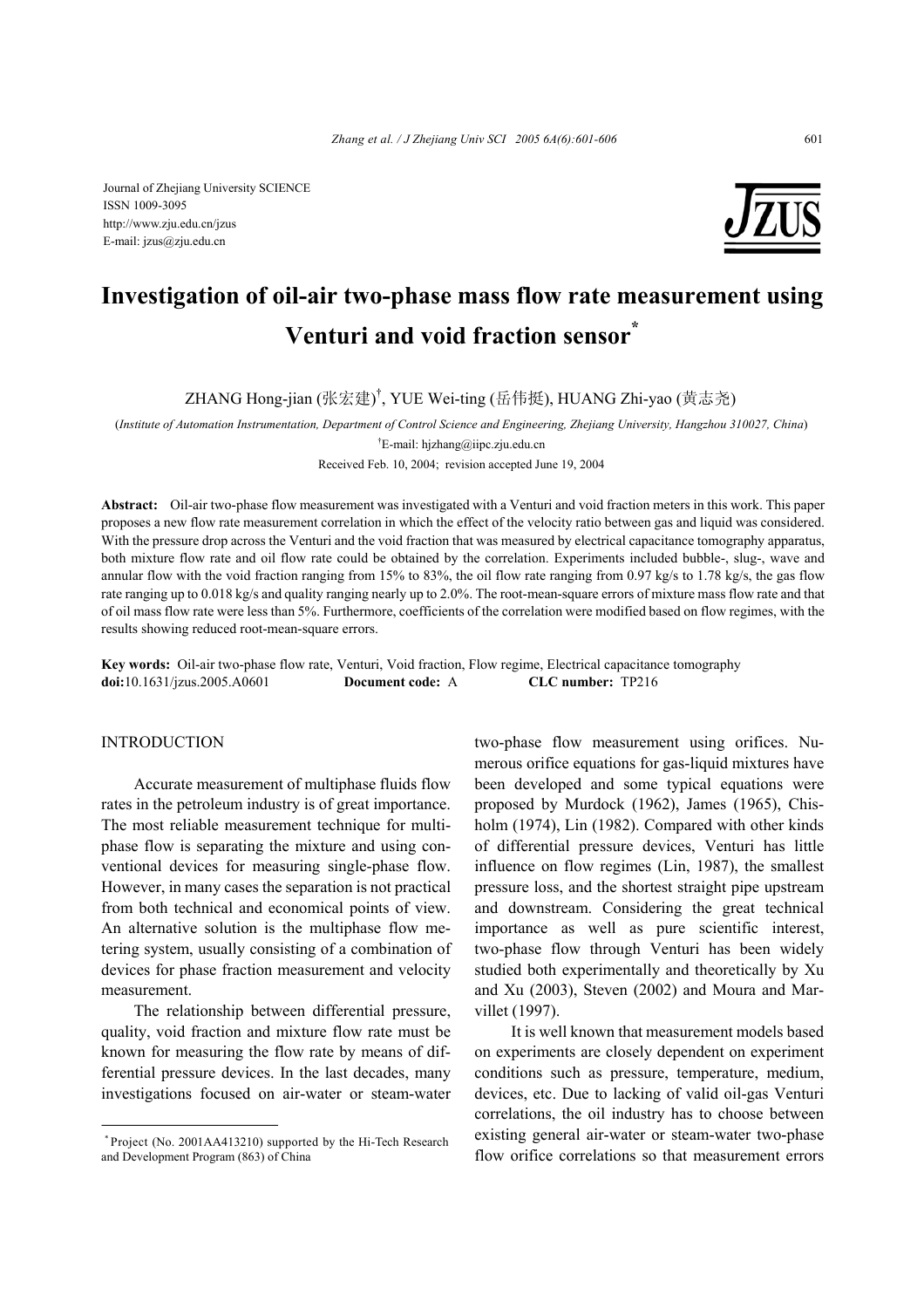Journal of Zhejiang University SCIENCE
ISSN 1009-3095
http://www.zju.edu.cn/jzus
E-mail: jzus@zju.edu.cn

# Investigation of oil-air two-phase mass flow rate measurement using Venturi and void fraction sensor*

ZHANG Hong-jian (张宏建)†, YUE Wei-ting (岳伟挺), HUANG Zhi-yao (黄志尧)

(*Institute of Automation Instrumentation, Department of Control Science and Engineering, Zhejiang University, Hangzhou 310027, China*)

†E-mail: hjzhang@iipc.zju.edu.cn

Received Feb. 10, 2004; revision accepted June 19, 2004

**Abstract:** Oil-air two-phase flow measurement was investigated with a Venturi and void fraction meters in this work. This paper proposes a new flow rate measurement correlation in which the effect of the velocity ratio between gas and liquid was considered. With the pressure drop across the Venturi and the void fraction that was measured by electrical capacitance tomography apparatus, both mixture flow rate and oil flow rate could be obtained by the correlation. Experiments included bubble-, slug-, wave and annular flow with the void fraction ranging from 15% to 83%, the oil flow rate ranging from 0.97 kg/s to 1.78 kg/s, the gas flow rate ranging up to 0.018 kg/s and quality ranging nearly up to 2.0%. The root-mean-square errors of mixture mass flow rate and that of oil mass flow rate were less than 5%. Furthermore, coefficients of the correlation were modified based on flow regimes, with the results showing reduced root-mean-square errors.

**Key words:** Oil-air two-phase flow rate, Venturi, Void fraction, Flow regime, Electrical capacitance tomography
**doi:**10.1631/jzus.2005.A0601 **Document code:** A **CLC number:** TP216

## INTRODUCTION

Accurate measurement of multiphase fluids flow rates in the petroleum industry is of great importance. The most reliable measurement technique for multiphase flow is separating the mixture and using conventional devices for measuring single-phase flow. However, in many cases the separation is not practical from both technical and economical points of view. An alternative solution is the multiphase flow metering system, usually consisting of a combination of devices for phase fraction measurement and velocity measurement.

The relationship between differential pressure, quality, void fraction and mixture flow rate must be known for measuring the flow rate by means of differential pressure devices. In the last decades, many investigations focused on air-water or steam-water two-phase flow measurement using orifices. Numerous orifice equations for gas-liquid mixtures have been developed and some typical equations were proposed by Murdock (1962), James (1965), Chisholm (1974), Lin (1982). Compared with other kinds of differential pressure devices, Venturi has little influence on flow regimes (Lin, 1987), the smallest pressure loss, and the shortest straight pipe upstream and downstream. Considering the great technical importance as well as pure scientific interest, two-phase flow through Venturi has been widely studied both experimentally and theoretically by Xu and Xu (2003), Steven (2002) and Moura and Marvillet (1997).

It is well known that measurement models based on experiments are closely dependent on experiment conditions such as pressure, temperature, medium, devices, etc. Due to lacking of valid oil-gas Venturi correlations, the oil industry has to choose between existing general air-water or steam-water two-phase flow orifice correlations so that measurement errors

* Project (No. 2001AA413210) supported by the Hi-Tech Research and Development Program (863) of China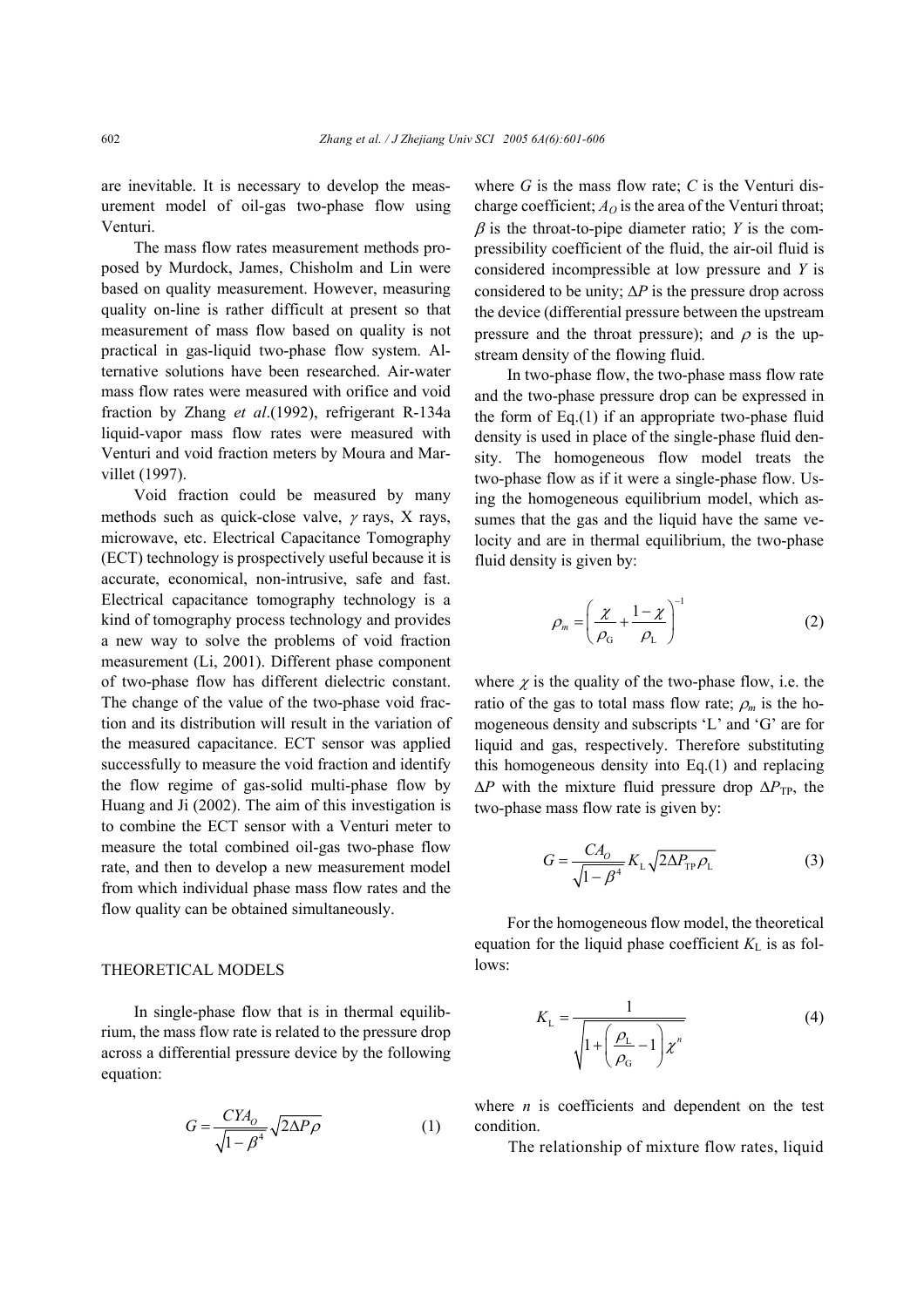are inevitable. It is necessary to develop the measurement model of oil-gas two-phase flow using Venturi.

The mass flow rates measurement methods proposed by Murdock, James, Chisholm and Lin were based on quality measurement. However, measuring quality on-line is rather difficult at present so that measurement of mass flow based on quality is not practical in gas-liquid two-phase flow system. Alternative solutions have been researched. Air-water mass flow rates were measured with orifice and void fraction by Zhang *et al*.(1992), refrigerant R-134a liquid-vapor mass flow rates were measured with Venturi and void fraction meters by Moura and Marvillet (1997).

Void fraction could be measured by many methods such as quick-close valve, $\gamma$ rays, X rays, microwave, etc. Electrical Capacitance Tomography (ECT) technology is prospectively useful because it is accurate, economical, non-intrusive, safe and fast. Electrical capacitance tomography technology is a kind of tomography process technology and provides a new way to solve the problems of void fraction measurement (Li, 2001). Different phase component of two-phase flow has different dielectric constant. The change of the value of the two-phase void fraction and its distribution will result in the variation of the measured capacitance. ECT sensor was applied successfully to measure the void fraction and identify the flow regime of gas-solid multi-phase flow by Huang and Ji (2002). The aim of this investigation is to combine the ECT sensor with a Venturi meter to measure the total combined oil-gas two-phase flow rate, and then to develop a new measurement model from which individual phase mass flow rates and the flow quality can be obtained simultaneously.

## THEORETICAL MODELS

In single-phase flow that is in thermal equilibrium, the mass flow rate is related to the pressure drop across a differential pressure device by the following equation:

$$G = \frac{CYA_O}{\sqrt{1-\beta^4}}\sqrt{2\Delta P \rho} \tag{1}$$

where $G$ is the mass flow rate; $C$ is the Venturi discharge coefficient; $A_O$ is the area of the Venturi throat; $\beta$ is the throat-to-pipe diameter ratio; $Y$ is the compressibility coefficient of the fluid, the air-oil fluid is considered incompressible at low pressure and $Y$ is considered to be unity; $\Delta P$ is the pressure drop across the device (differential pressure between the upstream pressure and the throat pressure); and $\rho$ is the upstream density of the flowing fluid.

In two-phase flow, the two-phase mass flow rate and the two-phase pressure drop can be expressed in the form of Eq.(1) if an appropriate two-phase fluid density is used in place of the single-phase fluid density. The homogeneous flow model treats the two-phase flow as if it were a single-phase flow. Using the homogeneous equilibrium model, which assumes that the gas and the liquid have the same velocity and are in thermal equilibrium, the two-phase fluid density is given by:

$$\rho_m = \left(\frac{\chi}{\rho_G} + \frac{1-\chi}{\rho_L}\right)^{-1} \tag{2}$$

where $\chi$ is the quality of the two-phase flow, i.e. the ratio of the gas to total mass flow rate; $\rho_m$ is the homogeneous density and subscripts 'L' and 'G' are for liquid and gas, respectively. Therefore substituting this homogeneous density into Eq.(1) and replacing $\Delta P$ with the mixture fluid pressure drop $\Delta P_{TP}$, the two-phase mass flow rate is given by:

$$G = \frac{CA_O}{\sqrt{1-\beta^4}} K_L \sqrt{2\Delta P_{TP} \rho_L} \tag{3}$$

For the homogeneous flow model, the theoretical equation for the liquid phase coefficient $K_L$ is as follows:

$$K_L = \frac{1}{\sqrt{1+\left(\frac{\rho_L}{\rho_G}-1\right)\chi^n}} \tag{4}$$

where $n$ is coefficients and dependent on the test condition.

The relationship of mixture flow rates, liquid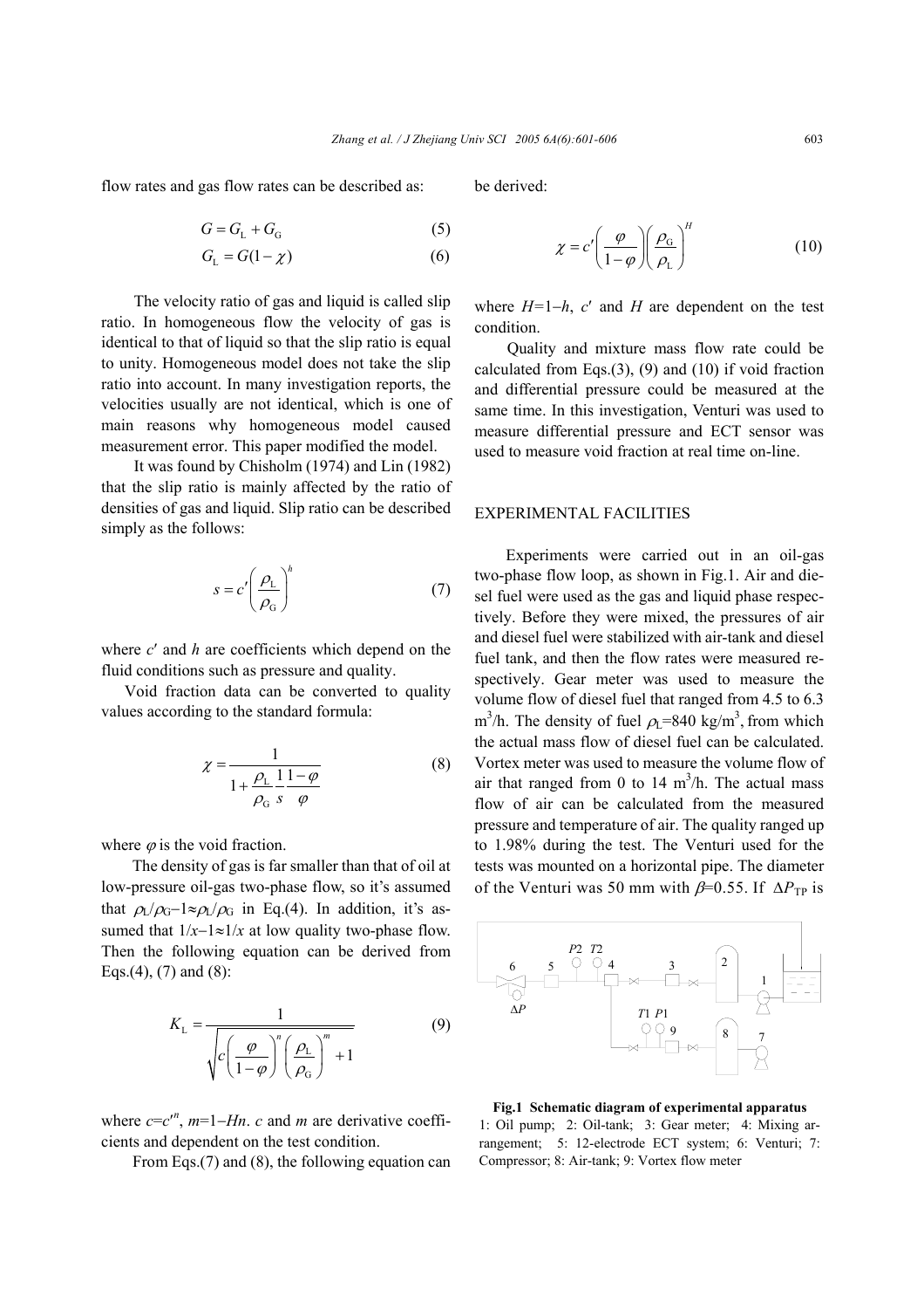flow rates and gas flow rates can be described as:

$$G = G_L + G_G \tag{5}$$

$$G_L = G(1 - \chi) \tag{6}$$

The velocity ratio of gas and liquid is called slip ratio. In homogeneous flow the velocity of gas is identical to that of liquid so that the slip ratio is equal to unity. Homogeneous model does not take the slip ratio into account. In many investigation reports, the velocities usually are not identical, which is one of main reasons why homogeneous model caused measurement error. This paper modified the model.

It was found by Chisholm (1974) and Lin (1982) that the slip ratio is mainly affected by the ratio of densities of gas and liquid. Slip ratio can be described simply as the follows:

$$s = c'\left(\frac{\rho_L}{\rho_G}\right)^h \tag{7}$$

where $c'$ and $h$ are coefficients which depend on the fluid conditions such as pressure and quality.

Void fraction data can be converted to quality values according to the standard formula:

$$\chi = \frac{1}{1 + \dfrac{\rho_L}{\rho_G}\dfrac{1}{s}\dfrac{1-\varphi}{\varphi}} \tag{8}$$

where $\varphi$ is the void fraction.

The density of gas is far smaller than that of oil at low-pressure oil-gas two-phase flow, so it's assumed that $\rho_L/\rho_G-1 \approx \rho_L/\rho_G$ in Eq.(4). In addition, it's assumed that $1/x-1 \approx 1/x$ at low quality two-phase flow. Then the following equation can be derived from Eqs.(4), (7) and (8):

$$K_L = \frac{1}{\sqrt{c\left(\dfrac{\varphi}{1-\varphi}\right)^n \left(\dfrac{\rho_L}{\rho_G}\right)^m + 1}} \tag{9}$$

where $c=c'^n$, $m=1-Hn$. $c$ and $m$ are derivative coefficients and dependent on the test condition.

From Eqs.(7) and (8), the following equation can be derived:

$$\chi = c'\left(\frac{\varphi}{1-\varphi}\right)\left(\frac{\rho_G}{\rho_L}\right)^H \tag{10}$$

where $H=1-h$, $c'$ and $H$ are dependent on the test condition.

Quality and mixture mass flow rate could be calculated from Eqs.(3), (9) and (10) if void fraction and differential pressure could be measured at the same time. In this investigation, Venturi was used to measure differential pressure and ECT sensor was used to measure void fraction at real time on-line.

## EXPERIMENTAL FACILITIES

Experiments were carried out in an oil-gas two-phase flow loop, as shown in Fig.1. Air and diesel fuel were used as the gas and liquid phase respectively. Before they were mixed, the pressures of air and diesel fuel were stabilized with air-tank and diesel fuel tank, and then the flow rates were measured respectively. Gear meter was used to measure the volume flow of diesel fuel that ranged from 4.5 to 6.3 $m^3/h$. The density of fuel $\rho_L$=840 $kg/m^3$, from which the actual mass flow of diesel fuel can be calculated. Vortex meter was used to measure the volume flow of air that ranged from 0 to 14 $m^3/h$. The actual mass flow of air can be calculated from the measured pressure and temperature of air. The quality ranged up to 1.98% during the test. The Venturi used for the tests was mounted on a horizontal pipe. The diameter of the Venturi was 50 mm with $\beta$=0.55. If $\Delta P_{TP}$ is

**Fig.1 Schematic diagram of experimental apparatus**
1: Oil pump; 2: Oil-tank; 3: Gear meter; 4: Mixing arrangement; 5: 12-electrode ECT system; 6: Venturi; 7: Compressor; 8: Air-tank; 9: Vortex flow meter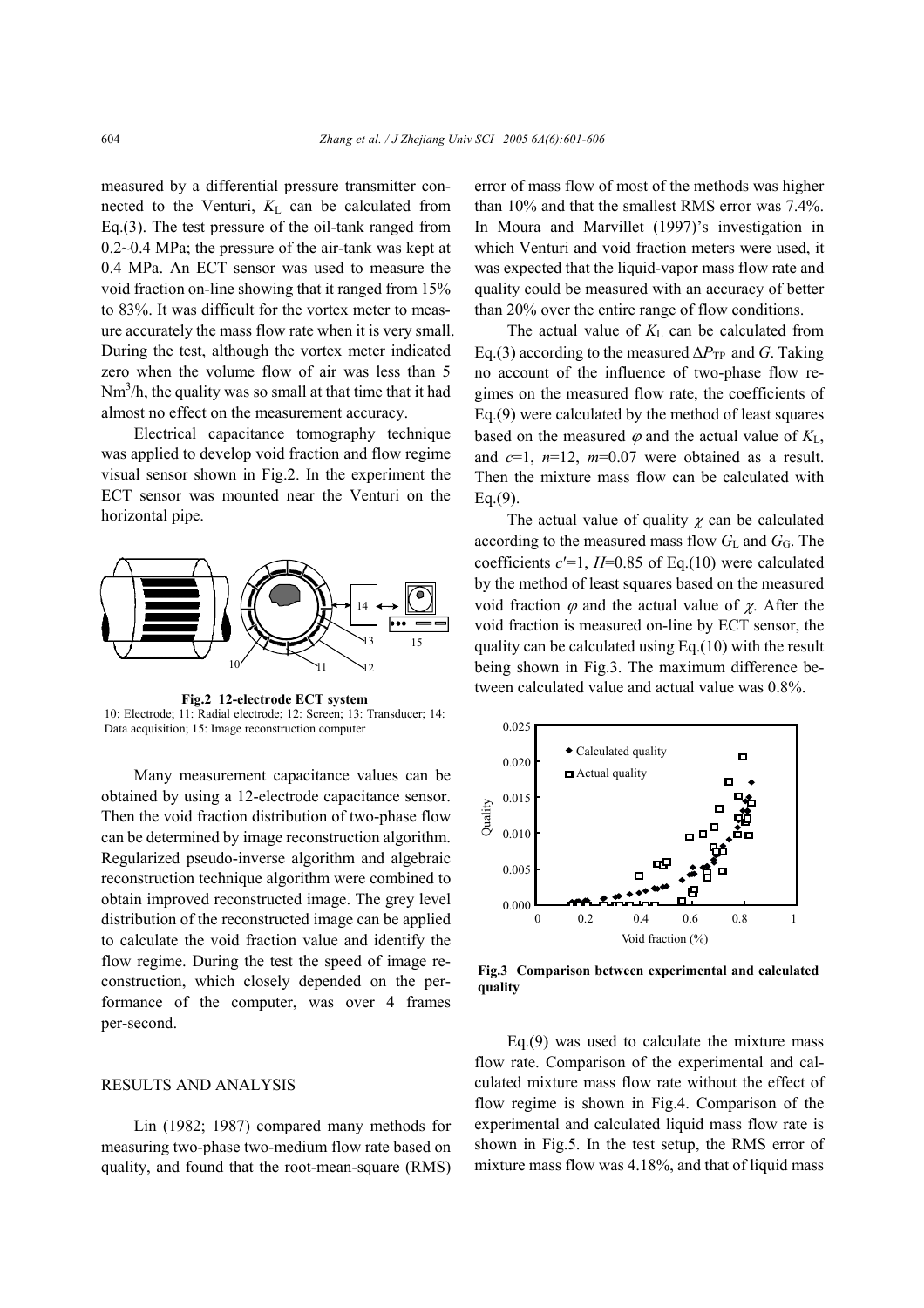measured by a differential pressure transmitter connected to the Venturi, $K_L$ can be calculated from Eq.(3). The test pressure of the oil-tank ranged from 0.2~0.4 MPa; the pressure of the air-tank was kept at 0.4 MPa. An ECT sensor was used to measure the void fraction on-line showing that it ranged from 15% to 83%. It was difficult for the vortex meter to measure accurately the mass flow rate when it is very small. During the test, although the vortex meter indicated zero when the volume flow of air was less than 5 $Nm^3/h$, the quality was so small at that time that it had almost no effect on the measurement accuracy.

Electrical capacitance tomography technique was applied to develop void fraction and flow regime visual sensor shown in Fig.2. In the experiment the ECT sensor was mounted near the Venturi on the horizontal pipe.

**Fig.2 12-electrode ECT system**
10: Electrode; 11: Radial electrode; 12: Screen; 13: Transducer; 14: Data acquisition; 15: Image reconstruction computer

Many measurement capacitance values can be obtained by using a 12-electrode capacitance sensor. Then the void fraction distribution of two-phase flow can be determined by image reconstruction algorithm. Regularized pseudo-inverse algorithm and algebraic reconstruction technique algorithm were combined to obtain improved reconstructed image. The grey level distribution of the reconstructed image can be applied to calculate the void fraction value and identify the flow regime. During the test the speed of image reconstruction, which closely depended on the performance of the computer, was over 4 frames per-second.

## RESULTS AND ANALYSIS

Lin (1982; 1987) compared many methods for measuring two-phase two-medium flow rate based on quality, and found that the root-mean-square (RMS) error of mass flow of most of the methods was higher than 10% and that the smallest RMS error was 7.4%. In Moura and Marvillet (1997)'s investigation in which Venturi and void fraction meters were used, it was expected that the liquid-vapor mass flow rate and quality could be measured with an accuracy of better than 20% over the entire range of flow conditions.

The actual value of $K_L$ can be calculated from Eq.(3) according to the measured $\Delta P_{TP}$ and $G$. Taking no account of the influence of two-phase flow regimes on the measured flow rate, the coefficients of Eq.(9) were calculated by the method of least squares based on the measured $\varphi$ and the actual value of $K_L$, and $c$=1, $n$=12, $m$=0.07 were obtained as a result. Then the mixture mass flow can be calculated with Eq.(9).

The actual value of quality $\chi$ can be calculated according to the measured mass flow $G_L$ and $G_G$. The coefficients $c'$=1, $H$=0.85 of Eq.(10) were calculated by the method of least squares based on the measured void fraction $\varphi$ and the actual value of $\chi$. After the void fraction is measured on-line by ECT sensor, the quality can be calculated using Eq.(10) with the result being shown in Fig.3. The maximum difference between calculated value and actual value was 0.8%.

**Fig.3 Comparison between experimental and calculated quality**

Eq.(9) was used to calculate the mixture mass flow rate. Comparison of the experimental and calculated mixture mass flow rate without the effect of flow regime is shown in Fig.4. Comparison of the experimental and calculated liquid mass flow rate is shown in Fig.5. In the test setup, the RMS error of mixture mass flow was 4.18%, and that of liquid mass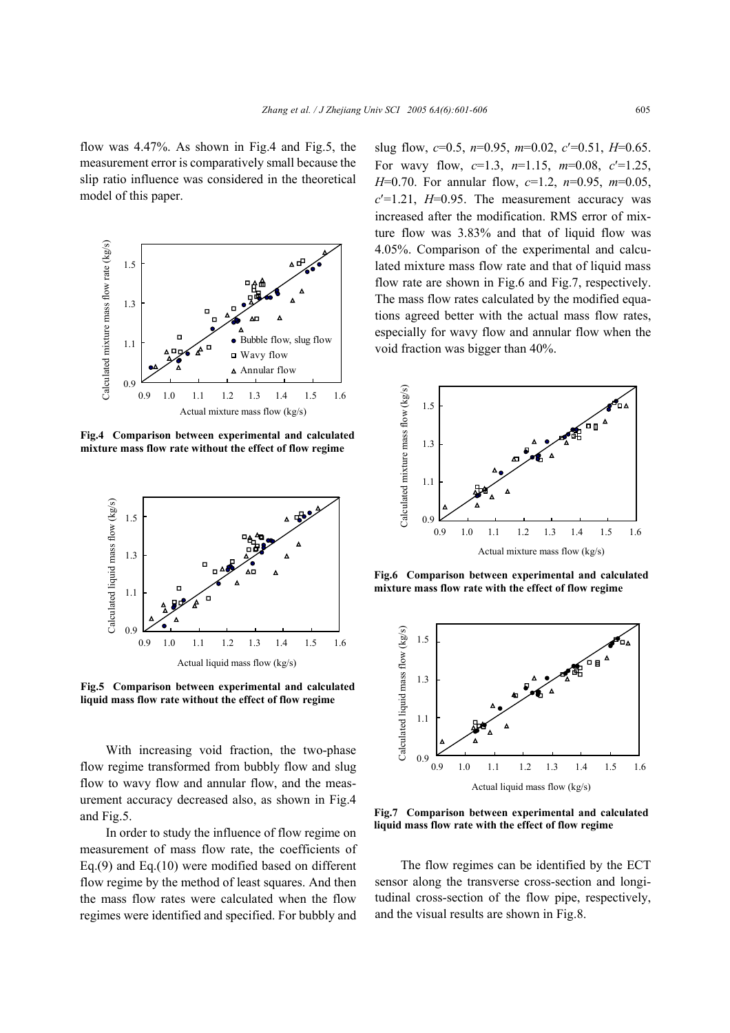flow was 4.47%. As shown in Fig.4 and Fig.5, the measurement error is comparatively small because the slip ratio influence was considered in the theoretical model of this paper.

**Fig.4 Comparison between experimental and calculated mixture mass flow rate without the effect of flow regime**

**Fig.5 Comparison between experimental and calculated liquid mass flow rate without the effect of flow regime**

With increasing void fraction, the two-phase flow regime transformed from bubbly flow and slug flow to wavy flow and annular flow, and the measurement accuracy decreased also, as shown in Fig.4 and Fig.5.

In order to study the influence of flow regime on measurement of mass flow rate, the coefficients of Eq.(9) and Eq.(10) were modified based on different flow regime by the method of least squares. And then the mass flow rates were calculated when the flow regimes were identified and specified. For bubbly and slug flow, $c$=0.5, $n$=0.95, $m$=0.02, $c'$=0.51, $H$=0.65. For wavy flow, $c$=1.3, $n$=1.15, $m$=0.08, $c'$=1.25, $H$=0.70. For annular flow, $c$=1.2, $n$=0.95, $m$=0.05, $c'$=1.21, $H$=0.95. The measurement accuracy was increased after the modification. RMS error of mixture flow was 3.83% and that of liquid flow was 4.05%. Comparison of the experimental and calculated mixture mass flow rate and that of liquid mass flow rate are shown in Fig.6 and Fig.7, respectively. The mass flow rates calculated by the modified equations agreed better with the actual mass flow rates, especially for wavy flow and annular flow when the void fraction was bigger than 40%.

**Fig.6 Comparison between experimental and calculated mixture mass flow rate with the effect of flow regime**

**Fig.7 Comparison between experimental and calculated liquid mass flow rate with the effect of flow regime**

The flow regimes can be identified by the ECT sensor along the transverse cross-section and longitudinal cross-section of the flow pipe, respectively, and the visual results are shown in Fig.8.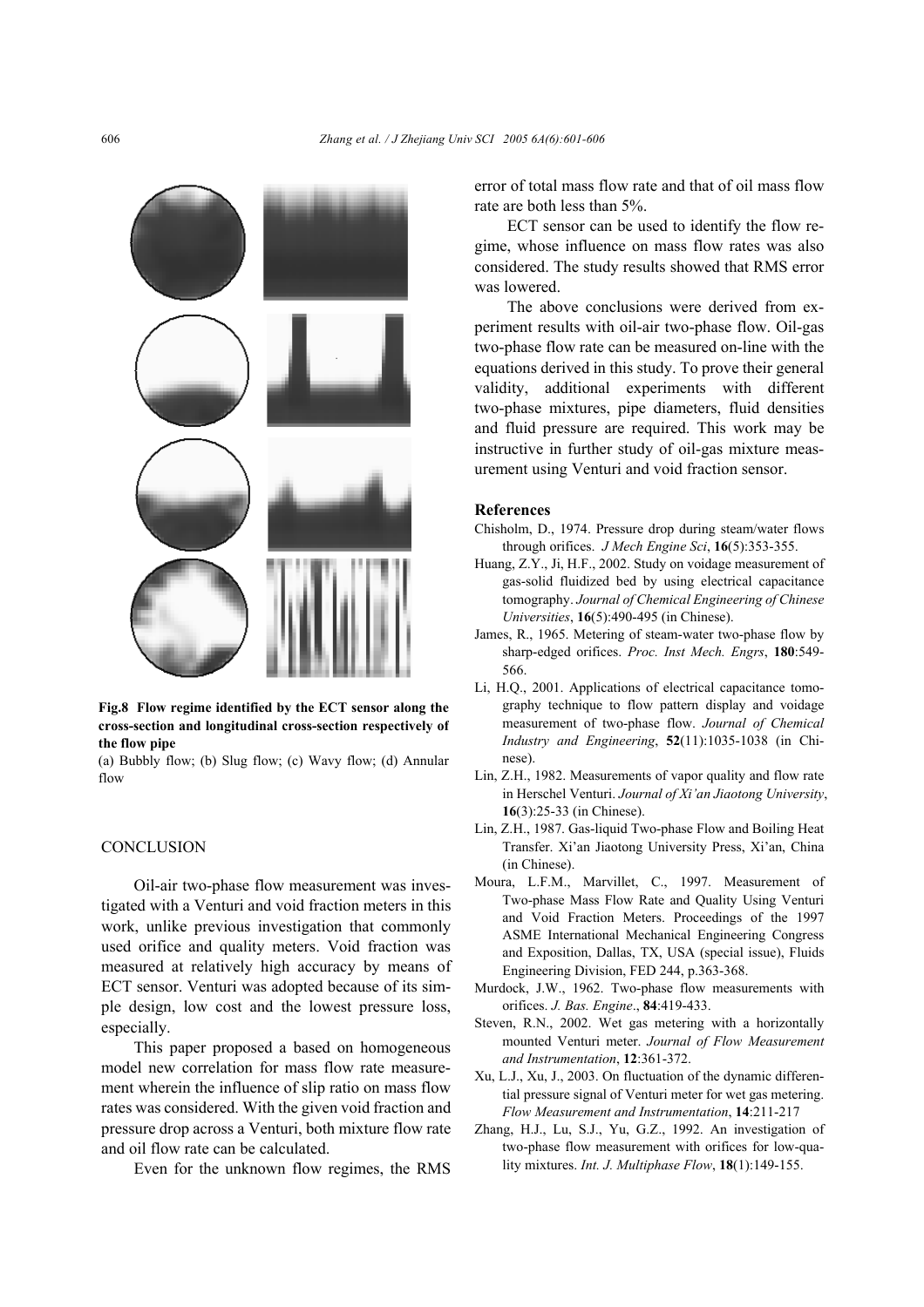**Fig.8 Flow regime identified by the ECT sensor along the cross-section and longitudinal cross-section respectively of the flow pipe**

(a) Bubbly flow; (b) Slug flow; (c) Wavy flow; (d) Annular flow

## CONCLUSION

Oil-air two-phase flow measurement was investigated with a Venturi and void fraction meters in this work, unlike previous investigation that commonly used orifice and quality meters. Void fraction was measured at relatively high accuracy by means of ECT sensor. Venturi was adopted because of its simple design, low cost and the lowest pressure loss, especially.

This paper proposed a based on homogeneous model new correlation for mass flow rate measurement wherein the influence of slip ratio on mass flow rates was considered. With the given void fraction and pressure drop across a Venturi, both mixture flow rate and oil flow rate can be calculated.

Even for the unknown flow regimes, the RMS error of total mass flow rate and that of oil mass flow rate are both less than 5%.

ECT sensor can be used to identify the flow regime, whose influence on mass flow rates was also considered. The study results showed that RMS error was lowered.

The above conclusions were derived from experiment results with oil-air two-phase flow. Oil-gas two-phase flow rate can be measured on-line with the equations derived in this study. To prove their general validity, additional experiments with different two-phase mixtures, pipe diameters, fluid densities and fluid pressure are required. This work may be instructive in further study of oil-gas mixture measurement using Venturi and void fraction sensor.

## References

Chisholm, D., 1974. Pressure drop during steam/water flows through orifices. *J Mech Engine Sci*, **16**(5):353-355.

Huang, Z.Y., Ji, H.F., 2002. Study on voidage measurement of gas-solid fluidized bed by using electrical capacitance tomography. *Journal of Chemical Engineering of Chinese Universities*, **16**(5):490-495 (in Chinese).

James, R., 1965. Metering of steam-water two-phase flow by sharp-edged orifices. *Proc. Inst Mech. Engrs*, **180**:549-566.

Li, H.Q., 2001. Applications of electrical capacitance tomography technique to flow pattern display and voidage measurement of two-phase flow. *Journal of Chemical Industry and Engineering*, **52**(11):1035-1038 (in Chinese).

Lin, Z.H., 1982. Measurements of vapor quality and flow rate in Herschel Venturi. *Journal of Xi'an Jiaotong University*, **16**(3):25-33 (in Chinese).

Lin, Z.H., 1987. Gas-liquid Two-phase Flow and Boiling Heat Transfer. Xi'an Jiaotong University Press, Xi'an, China (in Chinese).

Moura, L.F.M., Marvillet, C., 1997. Measurement of Two-phase Mass Flow Rate and Quality Using Venturi and Void Fraction Meters. Proceedings of the 1997 ASME International Mechanical Engineering Congress and Exposition, Dallas, TX, USA (special issue), Fluids Engineering Division, FED 244, p.363-368.

Murdock, J.W., 1962. Two-phase flow measurements with orifices. *J. Bas. Engine*., **84**:419-433.

Steven, R.N., 2002. Wet gas metering with a horizontally mounted Venturi meter. *Journal of Flow Measurement and Instrumentation*, **12**:361-372.

Xu, L.J., Xu, J., 2003. On fluctuation of the dynamic differential pressure signal of Venturi meter for wet gas metering. *Flow Measurement and Instrumentation*, **14**:211-217

Zhang, H.J., Lu, S.J., Yu, G.Z., 1992. An investigation of two-phase flow measurement with orifices for low-quality mixtures. *Int. J. Multiphase Flow*, **18**(1):149-155.